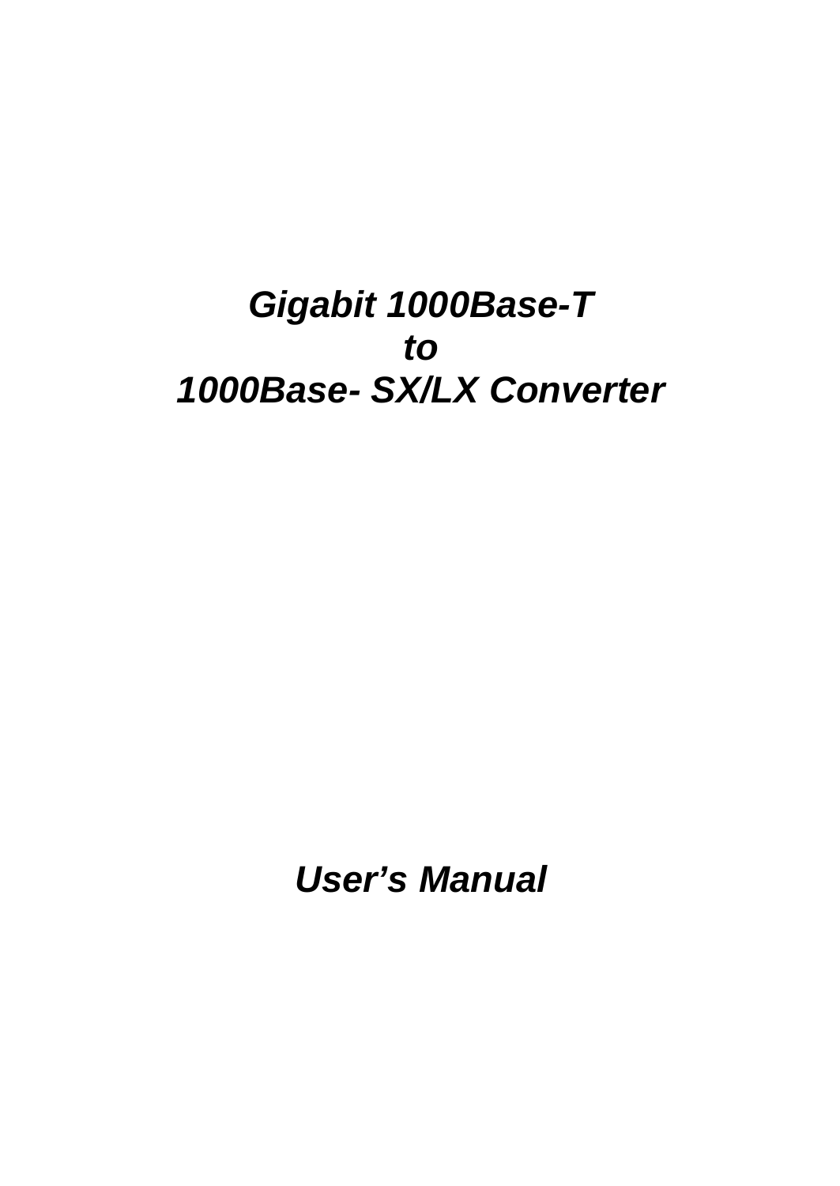# *Gigabit 1000Base-T*
# *to*
# *1000Base- SX/LX Converter*

## *User's Manual*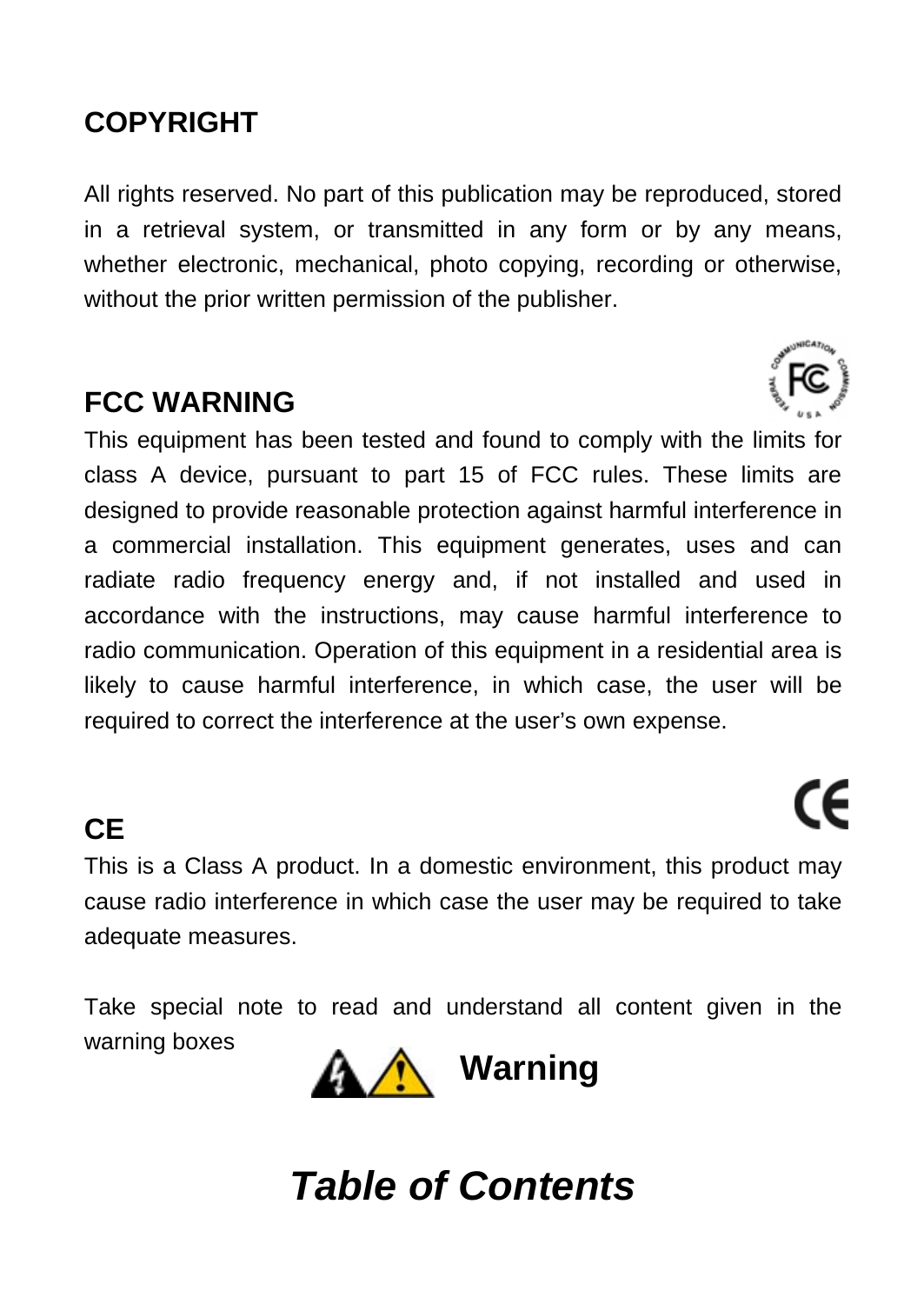## COPYRIGHT

All rights reserved. No part of this publication may be reproduced, stored in a retrieval system, or transmitted in any form or by any means, whether electronic, mechanical, photo copying, recording or otherwise, without the prior written permission of the publisher.

## FCC WARNING

This equipment has been tested and found to comply with the limits for class A device, pursuant to part 15 of FCC rules. These limits are designed to provide reasonable protection against harmful interference in a commercial installation. This equipment generates, uses and can radiate radio frequency energy and, if not installed and used in accordance with the instructions, may cause harmful interference to radio communication. Operation of this equipment in a residential area is likely to cause harmful interference, in which case, the user will be required to correct the interference at the user's own expense.

## CE

This is a Class A product. In a domestic environment, this product may cause radio interference in which case the user may be required to take adequate measures.

Take special note to read and understand all content given in the warning boxes

**Warning**

# *Table of Contents*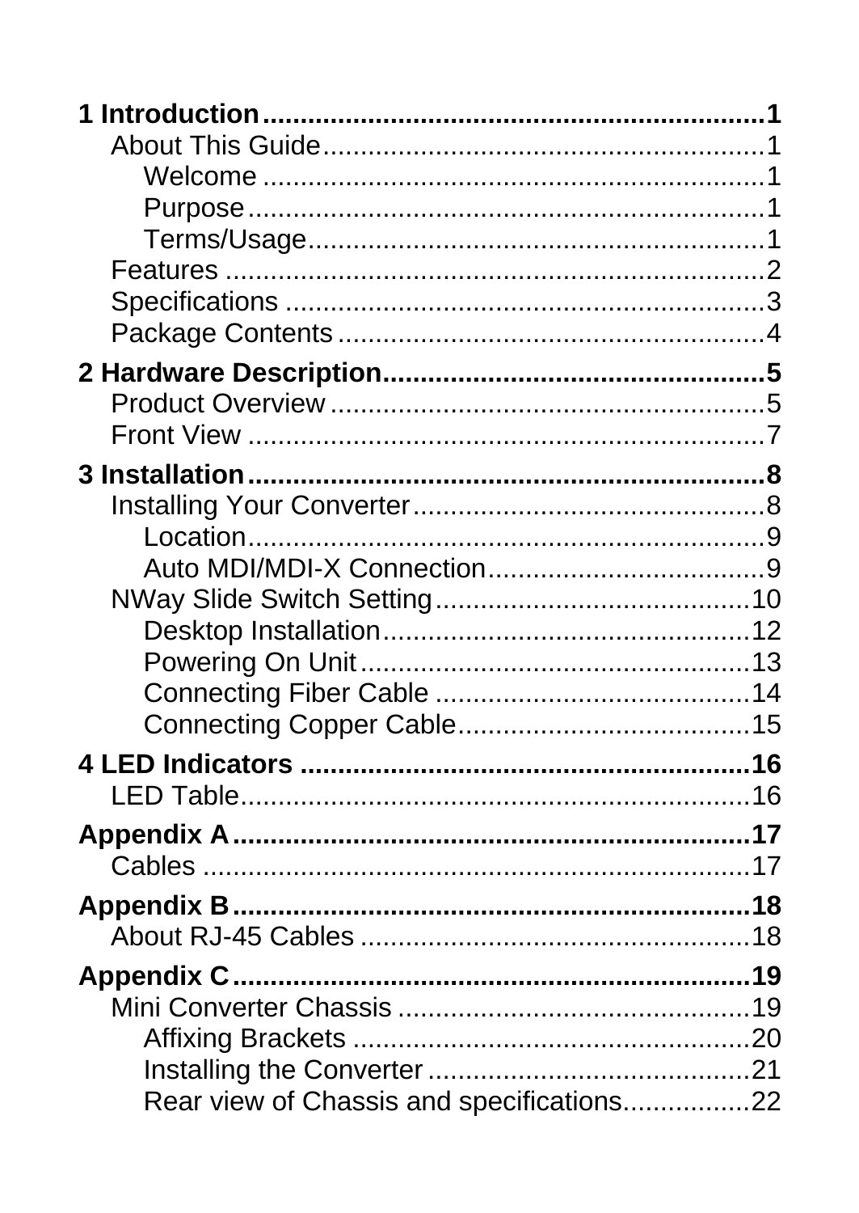**1 Introduction .................................................................. 1**

About This Guide ........................................................... 1

Welcome ................................................................... 1

Purpose ..................................................................... 1

Terms/Usage .............................................................. 1

Features ......................................................................... 2

Specifications ................................................................. 3

Package Contents .......................................................... 4

**2 Hardware Description .................................................. 5**

Product Overview ........................................................... 5

Front View ...................................................................... 7

**3 Installation ..................................................................... 8**

Installing Your Converter ................................................ 8

Location ..................................................................... 9

Auto MDI/MDI-X Connection ...................................... 9

NWay Slide Switch Setting ........................................... 10

Desktop Installation .................................................. 12

Powering On Unit ..................................................... 13

Connecting Fiber Cable ........................................... 14

Connecting Copper Cable ........................................ 15

**4 LED Indicators ............................................................. 16**

LED Table ..................................................................... 16

**Appendix A ..................................................................... 17**

Cables .......................................................................... 17

**Appendix B ..................................................................... 18**

About RJ-45 Cables ..................................................... 18

**Appendix C ..................................................................... 19**

Mini Converter Chassis ................................................ 19

Affixing Brackets ...................................................... 20

Installing the Converter ............................................ 21

Rear view of Chassis and specifications ................. 22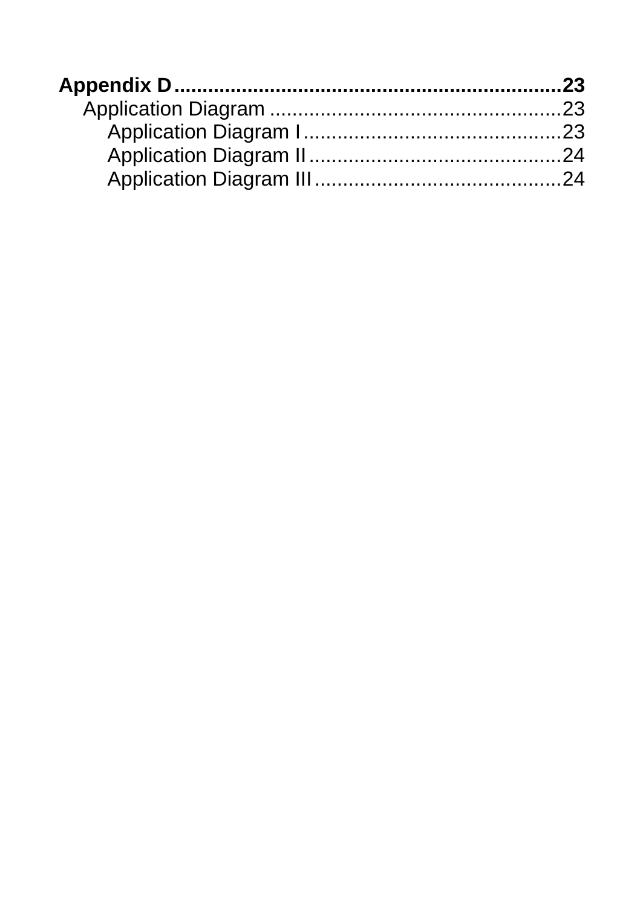**Appendix D ....................................................................23**

Application Diagram ....................................................23

Application Diagram I ...............................................23

Application Diagram II ..............................................24

Application Diagram III .............................................24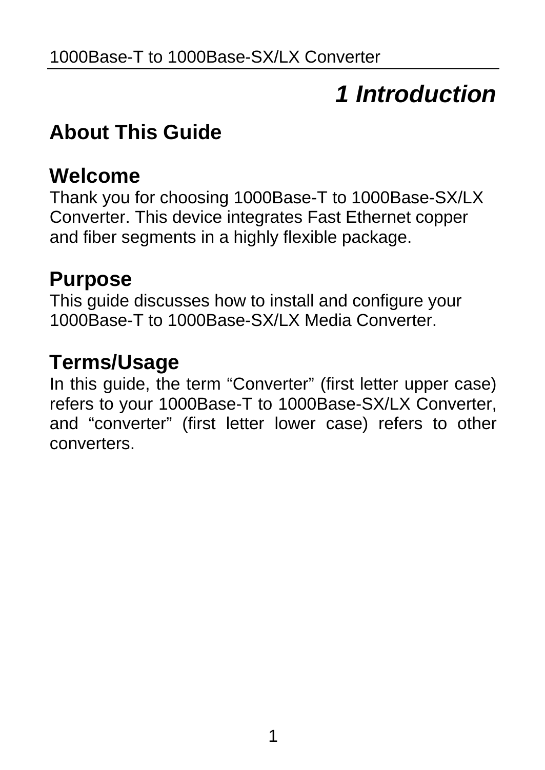# 1 Introduction

## About This Guide

### Welcome

Thank you for choosing 1000Base-T to 1000Base-SX/LX Converter. This device integrates Fast Ethernet copper and fiber segments in a highly flexible package.

### Purpose

This guide discusses how to install and configure your 1000Base-T to 1000Base-SX/LX Media Converter.

### Terms/Usage

In this guide, the term “Converter” (first letter upper case) refers to your 1000Base-T to 1000Base-SX/LX Converter, and “converter” (first letter lower case) refers to other converters.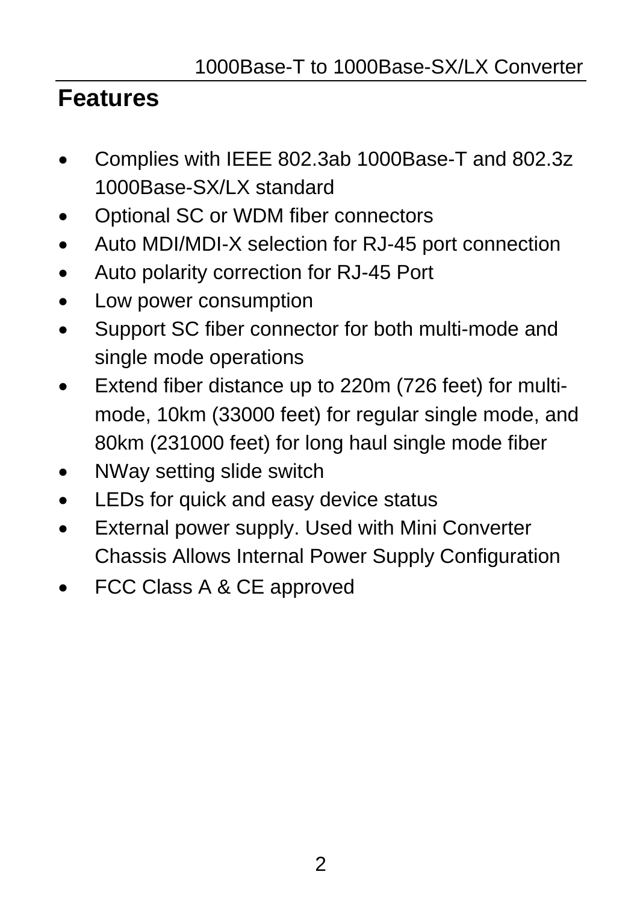# Features

- Complies with IEEE 802.3ab 1000Base-T and 802.3z 1000Base-SX/LX standard
- Optional SC or WDM fiber connectors
- Auto MDI/MDI-X selection for RJ-45 port connection
- Auto polarity correction for RJ-45 Port
- Low power consumption
- Support SC fiber connector for both multi-mode and single mode operations
- Extend fiber distance up to 220m (726 feet) for multi-mode, 10km (33000 feet) for regular single mode, and 80km (231000 feet) for long haul single mode fiber
- NWay setting slide switch
- LEDs for quick and easy device status
- External power supply. Used with Mini Converter Chassis Allows Internal Power Supply Configuration
- FCC Class A & CE approved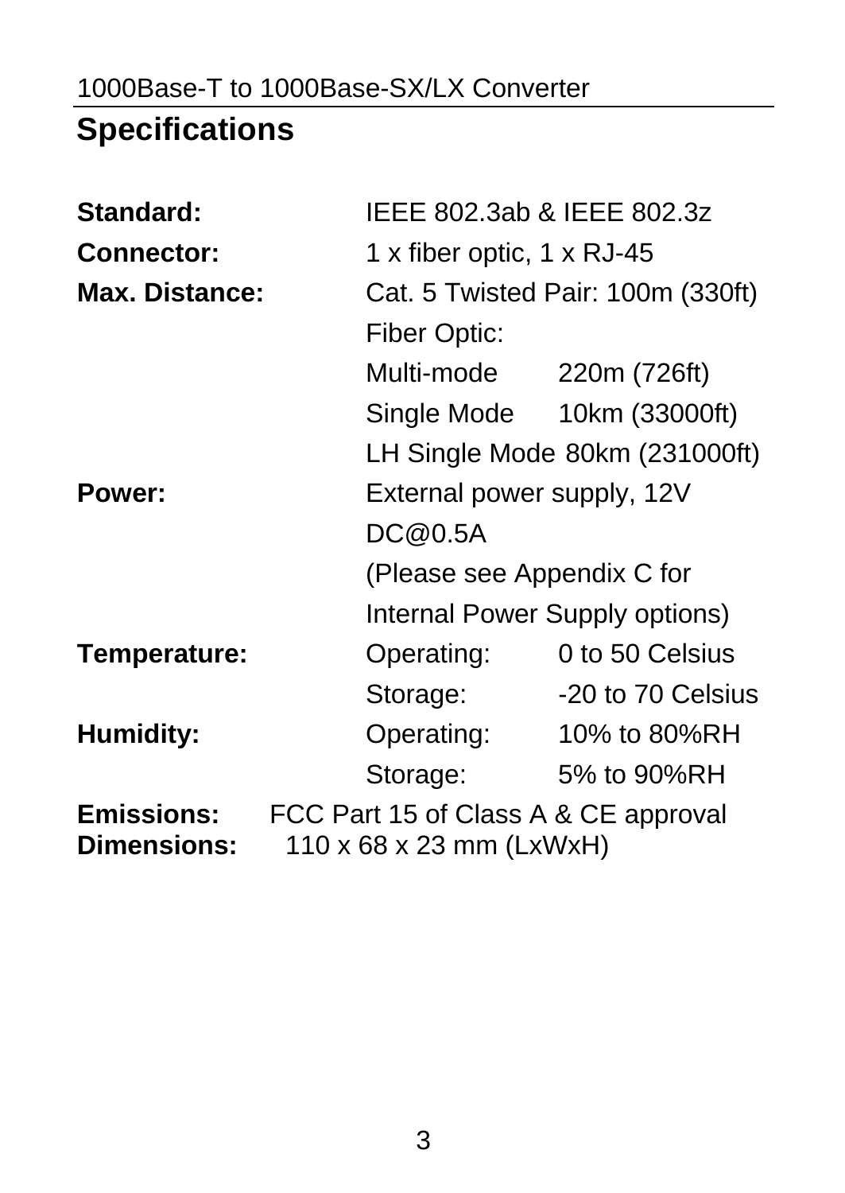## Specifications

| | | |
|---|---|---|
| **Standard:** | IEEE 802.3ab & IEEE 802.3z | |
| **Connector:** | 1 x fiber optic, 1 x RJ-45 | |
| **Max. Distance:** | Cat. 5 Twisted Pair: 100m (330ft) | |
| | Fiber Optic: | |
| | Multi-mode | 220m (726ft) |
| | Single Mode | 10km (33000ft) |
| | LH Single Mode | 80km (231000ft) |
| **Power:** | External power supply, 12V DC@0.5A (Please see Appendix C for Internal Power Supply options) | |
| **Temperature:** | Operating: | 0 to 50 Celsius |
| | Storage: | -20 to 70 Celsius |
| **Humidity:** | Operating: | 10% to 80%RH |
| | Storage: | 5% to 90%RH |
| **Emissions:** | FCC Part 15 of Class A & CE approval | |
| **Dimensions:** | 110 x 68 x 23 mm (LxWxH) | |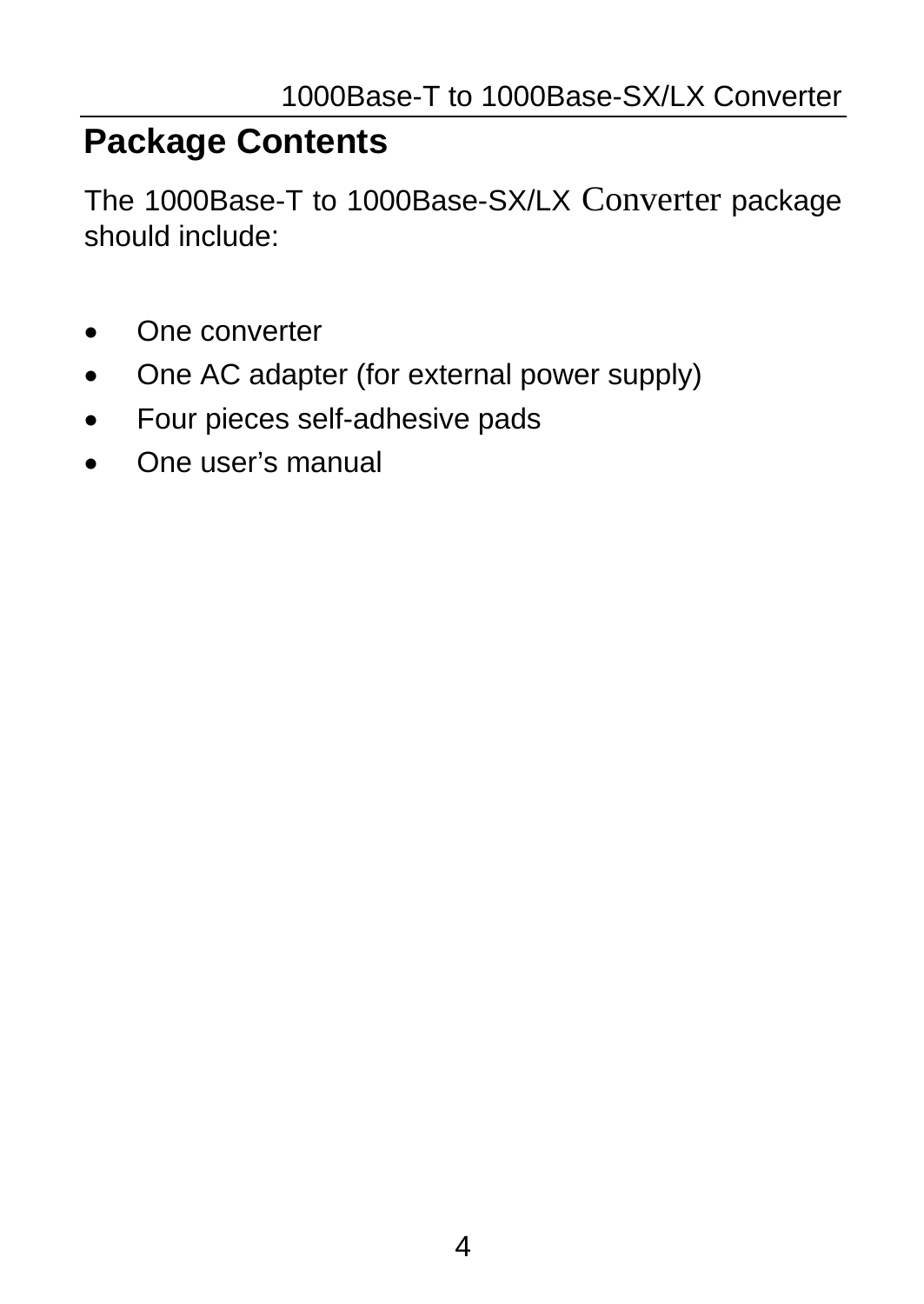## Package Contents

The 1000Base-T to 1000Base-SX/LX Converter package should include:

- One converter
- One AC adapter (for external power supply)
- Four pieces self-adhesive pads
- One user's manual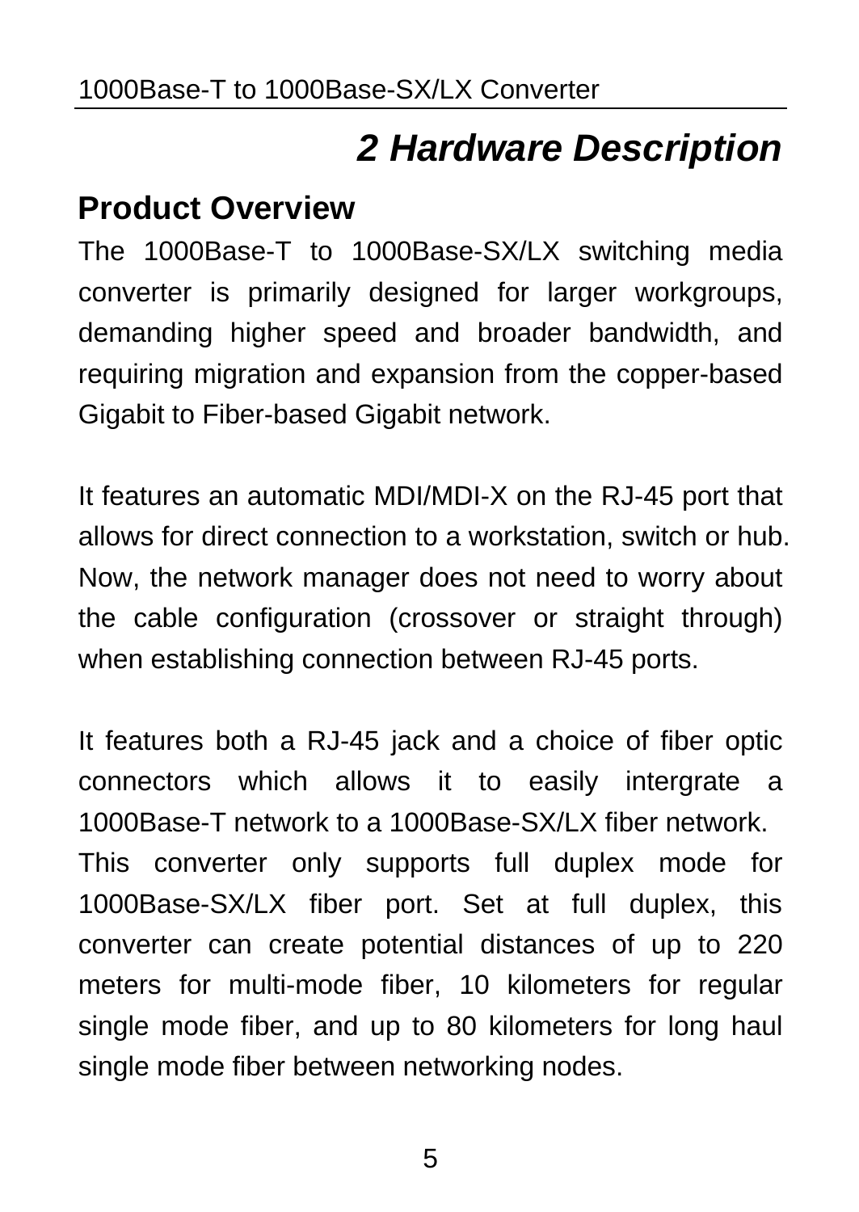# *2 Hardware Description*

## Product Overview

The 1000Base-T to 1000Base-SX/LX switching media converter is primarily designed for larger workgroups, demanding higher speed and broader bandwidth, and requiring migration and expansion from the copper-based Gigabit to Fiber-based Gigabit network.

It features an automatic MDI/MDI-X on the RJ-45 port that allows for direct connection to a workstation, switch or hub. Now, the network manager does not need to worry about the cable configuration (crossover or straight through) when establishing connection between RJ-45 ports.

It features both a RJ-45 jack and a choice of fiber optic connectors which allows it to easily intergrate a 1000Base-T network to a 1000Base-SX/LX fiber network.
This converter only supports full duplex mode for 1000Base-SX/LX fiber port. Set at full duplex, this converter can create potential distances of up to 220 meters for multi-mode fiber, 10 kilometers for regular single mode fiber, and up to 80 kilometers for long haul single mode fiber between networking nodes.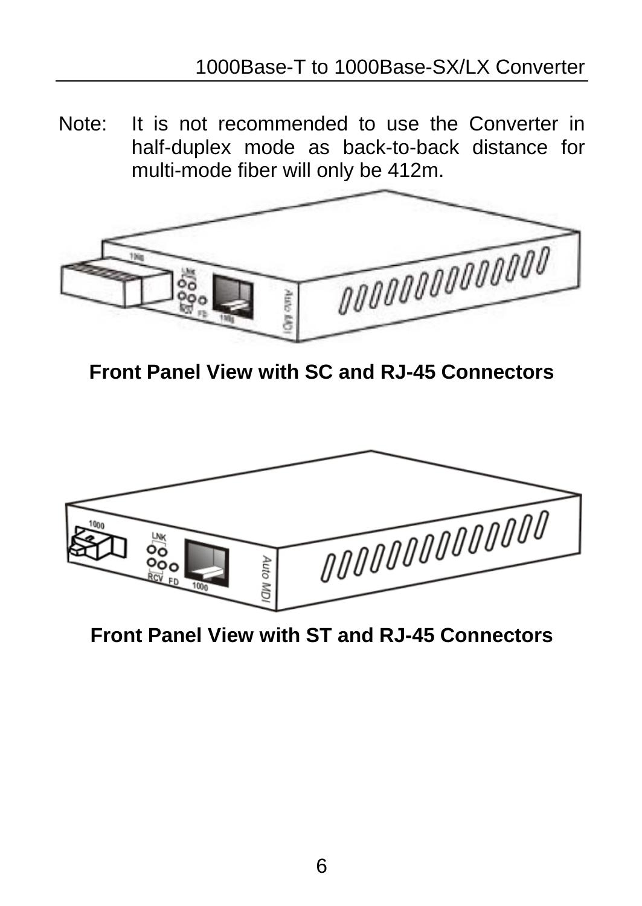Note: It is not recommended to use the Converter in half-duplex mode as back-to-back distance for multi-mode fiber will only be 412m.

**Front Panel View with SC and RJ-45 Connectors**

**Front Panel View with ST and RJ-45 Connectors**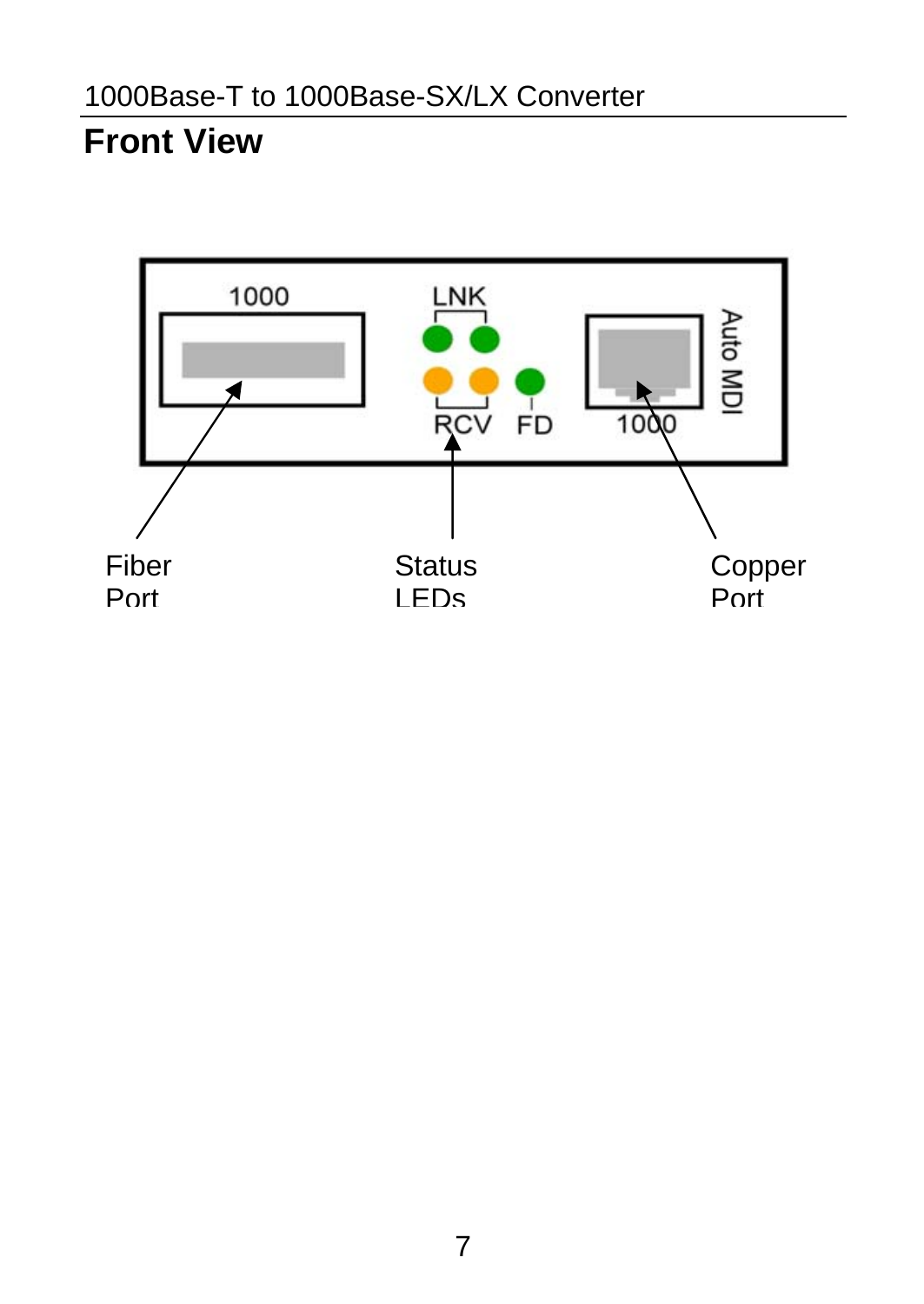## Front View

1000

LNK

RCV FD

1000

Auto MDI

Fiber Port

Status LEDs

Copper Port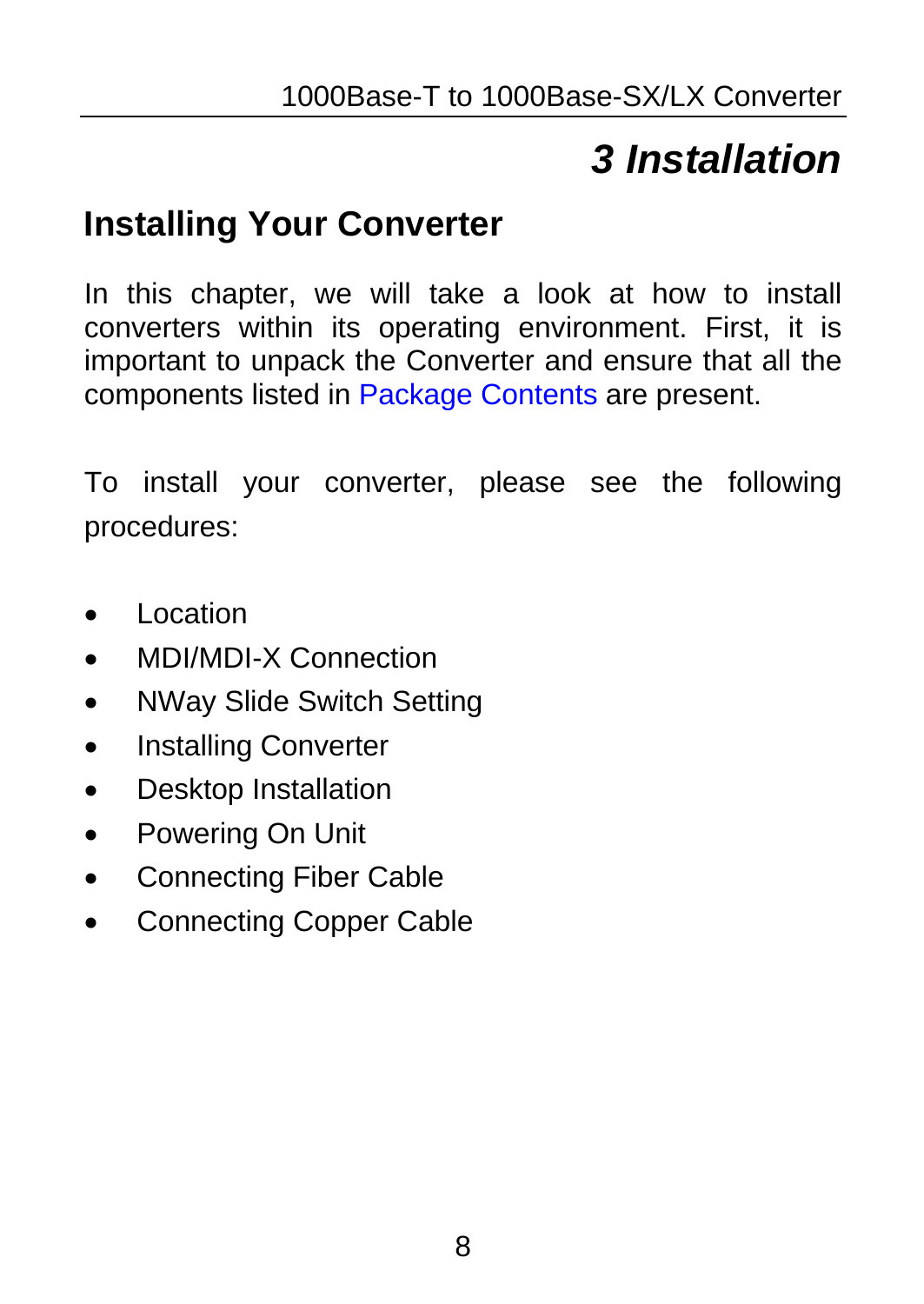# 3 Installation

## Installing Your Converter

In this chapter, we will take a look at how to install converters within its operating environment. First, it is important to unpack the Converter and ensure that all the components listed in Package Contents are present.

To install your converter, please see the following procedures:

- Location
- MDI/MDI-X Connection
- NWay Slide Switch Setting
- Installing Converter
- Desktop Installation
- Powering On Unit
- Connecting Fiber Cable
- Connecting Copper Cable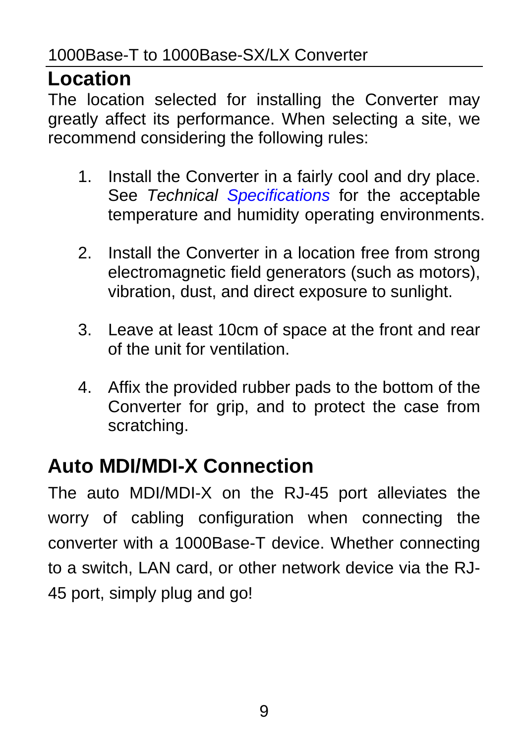## Location

The location selected for installing the Converter may greatly affect its performance. When selecting a site, we recommend considering the following rules:

1. Install the Converter in a fairly cool and dry place. See *Technical Specifications* for the acceptable temperature and humidity operating environments.

2. Install the Converter in a location free from strong electromagnetic field generators (such as motors), vibration, dust, and direct exposure to sunlight.

3. Leave at least 10cm of space at the front and rear of the unit for ventilation.

4. Affix the provided rubber pads to the bottom of the Converter for grip, and to protect the case from scratching.

## Auto MDI/MDI-X Connection

The auto MDI/MDI-X on the RJ-45 port alleviates the worry of cabling configuration when connecting the converter with a 1000Base-T device. Whether connecting to a switch, LAN card, or other network device via the RJ-45 port, simply plug and go!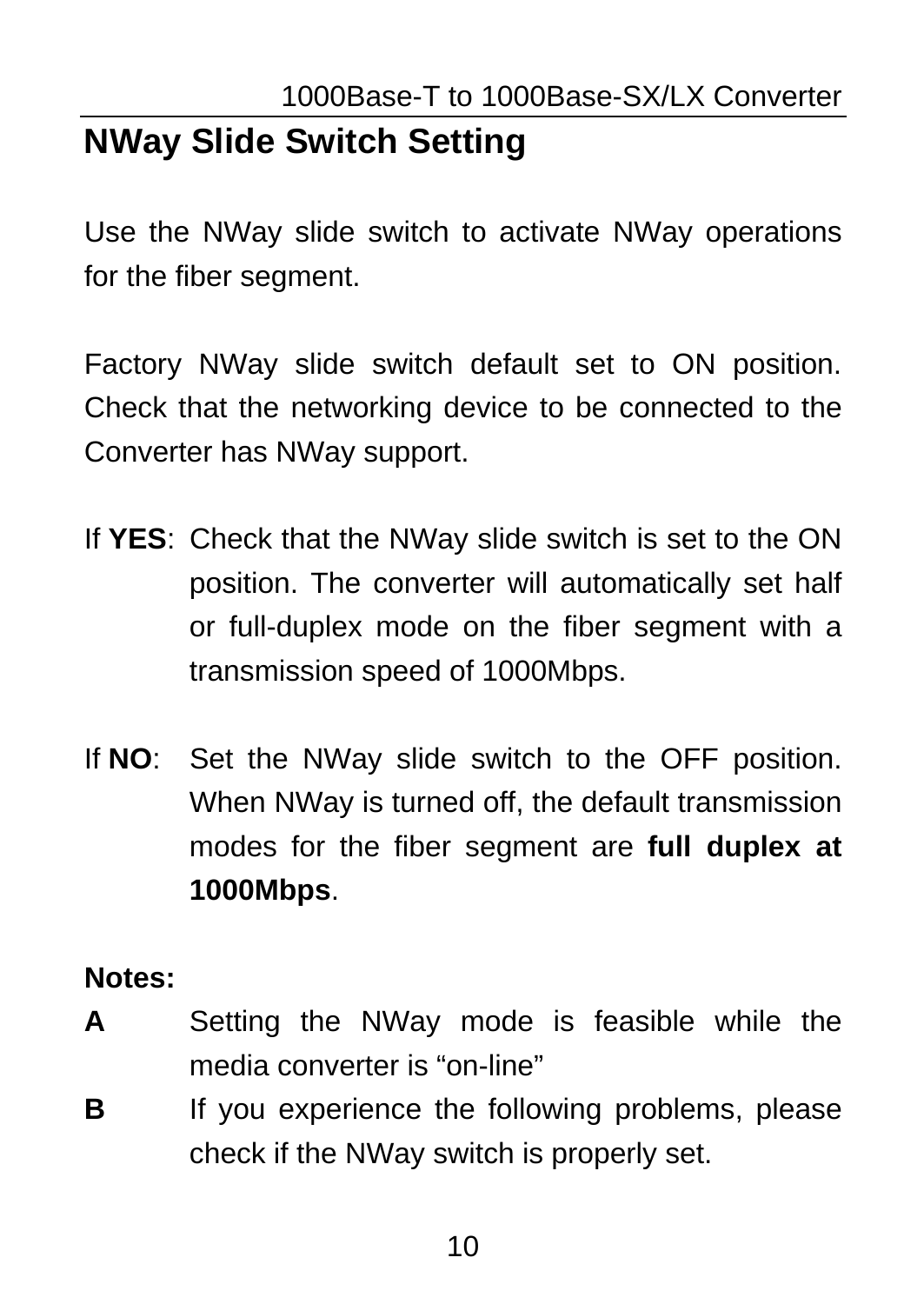## NWay Slide Switch Setting

Use the NWay slide switch to activate NWay operations for the fiber segment.

Factory NWay slide switch default set to ON position. Check that the networking device to be connected to the Converter has NWay support.

If **YES**: Check that the NWay slide switch is set to the ON position. The converter will automatically set half or full-duplex mode on the fiber segment with a transmission speed of 1000Mbps.

If **NO**: Set the NWay slide switch to the OFF position. When NWay is turned off, the default transmission modes for the fiber segment are **full duplex at 1000Mbps**.

**Notes:**

**A** Setting the NWay mode is feasible while the media converter is “on-line”

**B** If you experience the following problems, please check if the NWay switch is properly set.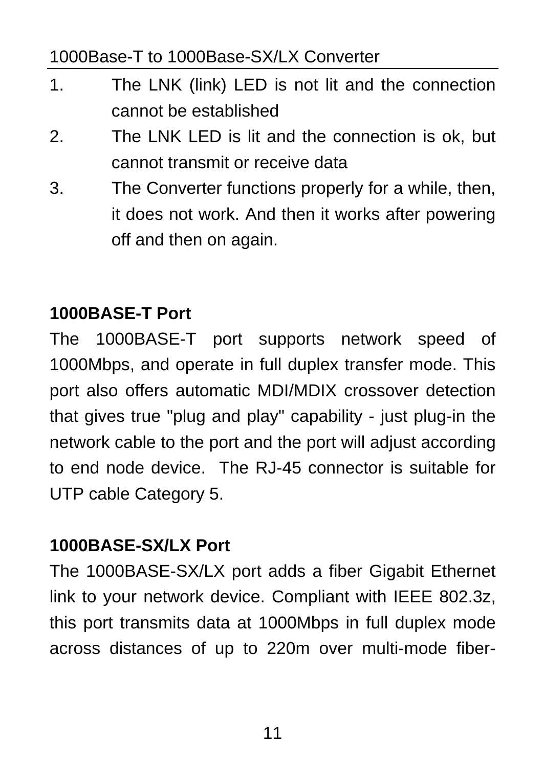1. The LNK (link) LED is not lit and the connection cannot be established
2. The LNK LED is lit and the connection is ok, but cannot transmit or receive data
3. The Converter functions properly for a while, then, it does not work. And then it works after powering off and then on again.

**1000BASE-T Port**

The 1000BASE-T port supports network speed of 1000Mbps, and operate in full duplex transfer mode. This port also offers automatic MDI/MDIX crossover detection that gives true "plug and play" capability - just plug-in the network cable to the port and the port will adjust according to end node device. The RJ-45 connector is suitable for UTP cable Category 5.

**1000BASE-SX/LX Port**

The 1000BASE-SX/LX port adds a fiber Gigabit Ethernet link to your network device. Compliant with IEEE 802.3z, this port transmits data at 1000Mbps in full duplex mode across distances of up to 220m over multi-mode fiber-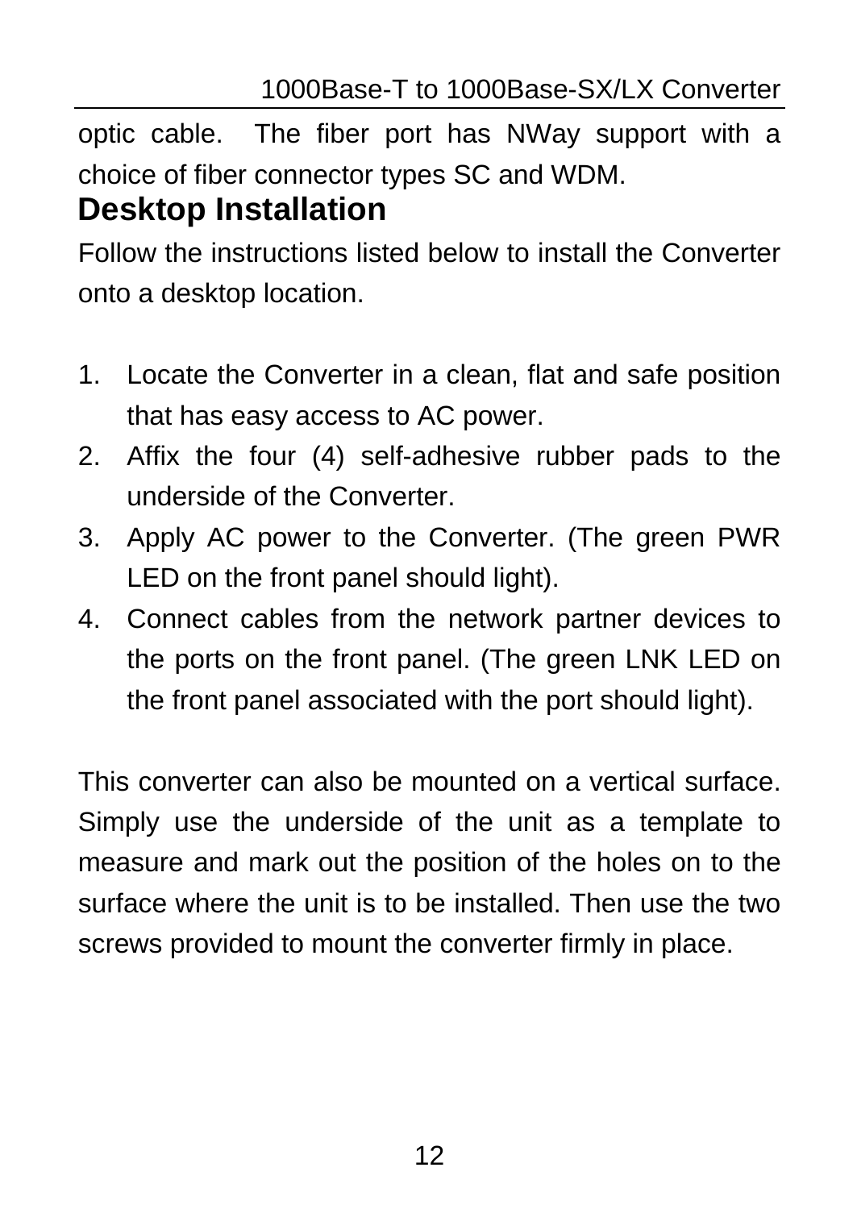optic cable. The fiber port has NWay support with a choice of fiber connector types SC and WDM.

## Desktop Installation

Follow the instructions listed below to install the Converter onto a desktop location.

1. Locate the Converter in a clean, flat and safe position that has easy access to AC power.
2. Affix the four (4) self-adhesive rubber pads to the underside of the Converter.
3. Apply AC power to the Converter. (The green PWR LED on the front panel should light).
4. Connect cables from the network partner devices to the ports on the front panel. (The green LNK LED on the front panel associated with the port should light).

This converter can also be mounted on a vertical surface. Simply use the underside of the unit as a template to measure and mark out the position of the holes on to the surface where the unit is to be installed. Then use the two screws provided to mount the converter firmly in place.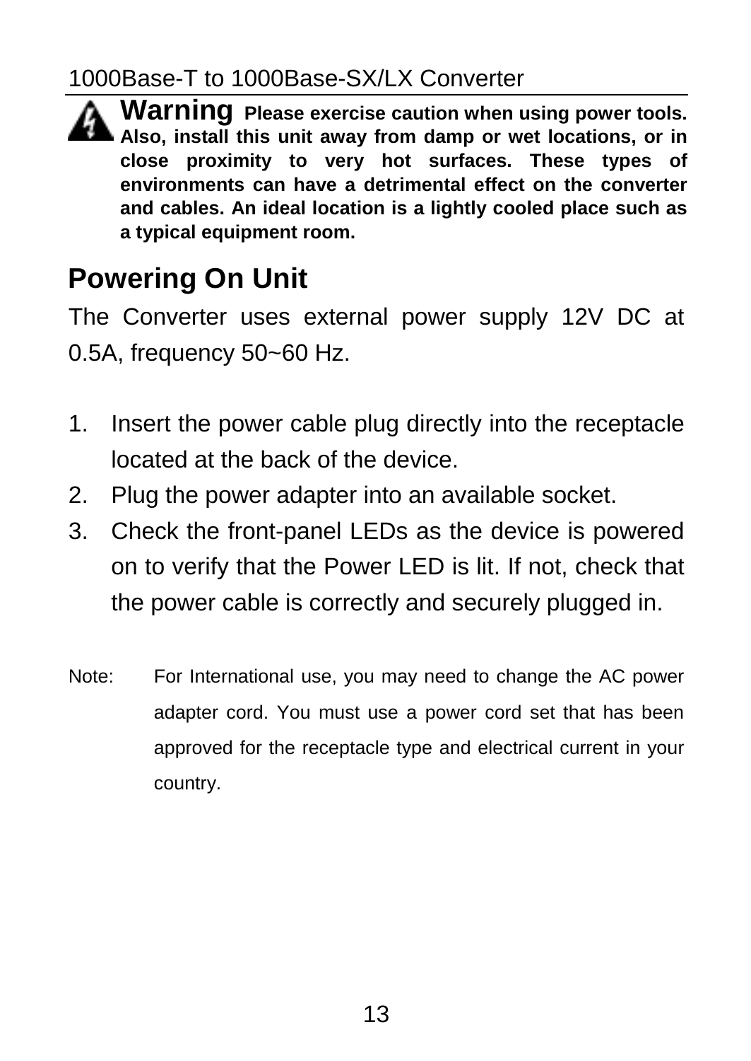**Warning** **Please exercise caution when using power tools. Also, install this unit away from damp or wet locations, or in close proximity to very hot surfaces. These types of environments can have a detrimental effect on the converter and cables. An ideal location is a lightly cooled place such as a typical equipment room.**

## Powering On Unit

The Converter uses external power supply 12V DC at 0.5A, frequency 50~60 Hz.

1. Insert the power cable plug directly into the receptacle located at the back of the device.
2. Plug the power adapter into an available socket.
3. Check the front-panel LEDs as the device is powered on to verify that the Power LED is lit. If not, check that the power cable is correctly and securely plugged in.

Note: For International use, you may need to change the AC power adapter cord. You must use a power cord set that has been approved for the receptacle type and electrical current in your country.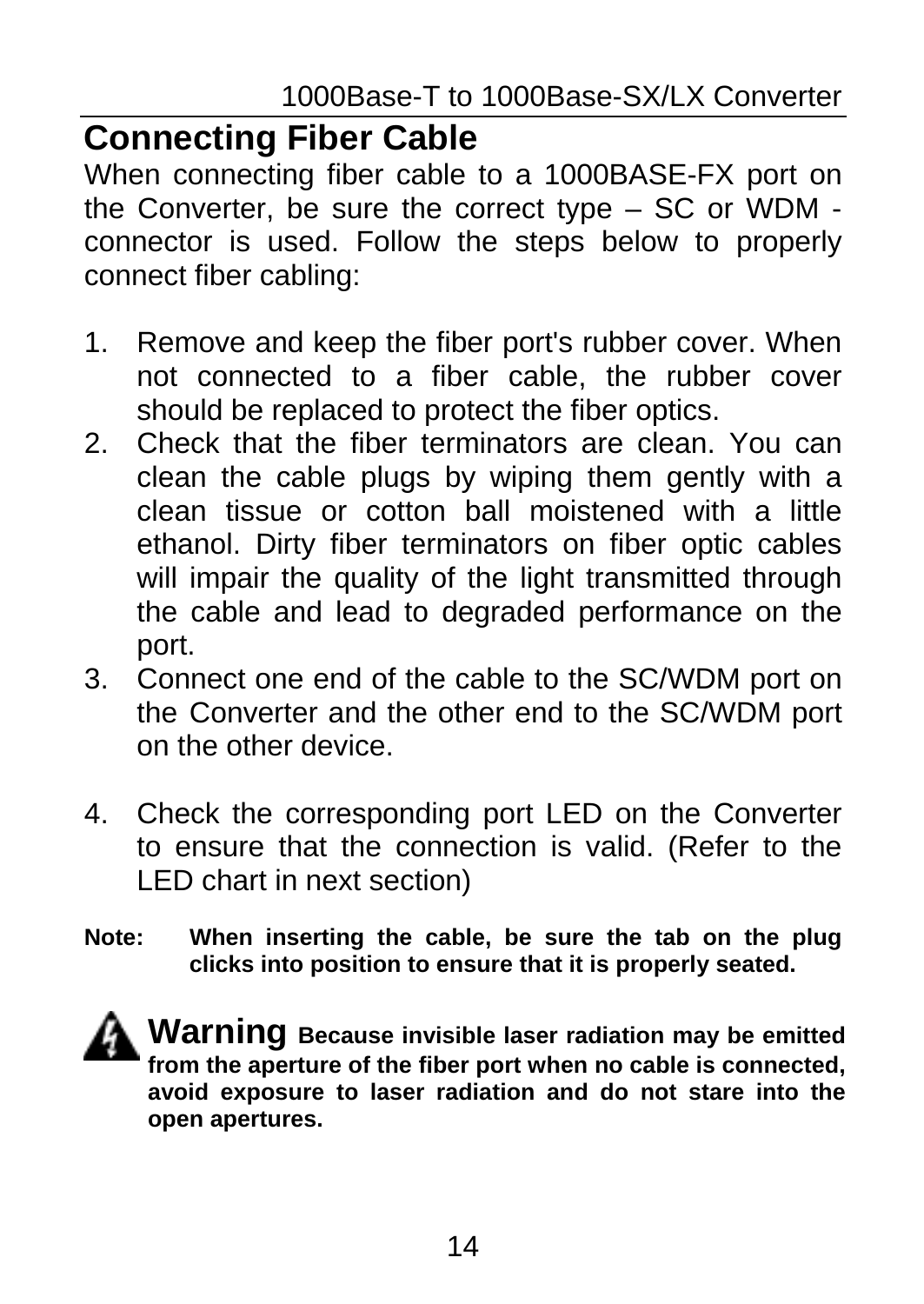## Connecting Fiber Cable

When connecting fiber cable to a 1000BASE-FX port on the Converter, be sure the correct type – SC or WDM - connector is used. Follow the steps below to properly connect fiber cabling:

1. Remove and keep the fiber port's rubber cover. When not connected to a fiber cable, the rubber cover should be replaced to protect the fiber optics.
2. Check that the fiber terminators are clean. You can clean the cable plugs by wiping them gently with a clean tissue or cotton ball moistened with a little ethanol. Dirty fiber terminators on fiber optic cables will impair the quality of the light transmitted through the cable and lead to degraded performance on the port.
3. Connect one end of the cable to the SC/WDM port on the Converter and the other end to the SC/WDM port on the other device.
4. Check the corresponding port LED on the Converter to ensure that the connection is valid. (Refer to the LED chart in next section)

**Note: When inserting the cable, be sure the tab on the plug clicks into position to ensure that it is properly seated.**

**Warning Because invisible laser radiation may be emitted from the aperture of the fiber port when no cable is connected, avoid exposure to laser radiation and do not stare into the open apertures.**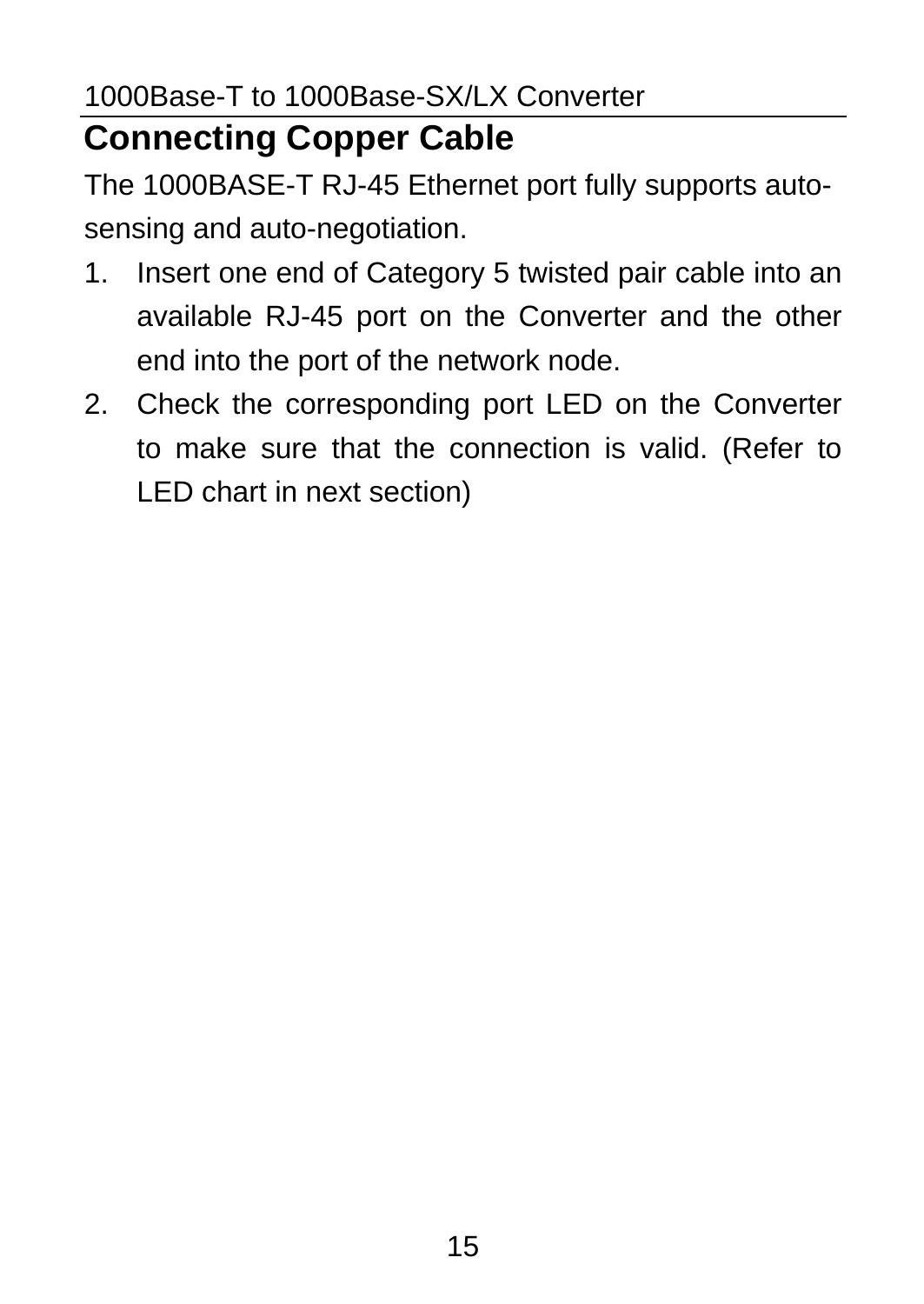## Connecting Copper Cable

The 1000BASE-T RJ-45 Ethernet port fully supports auto-sensing and auto-negotiation.

1. Insert one end of Category 5 twisted pair cable into an available RJ-45 port on the Converter and the other end into the port of the network node.
2. Check the corresponding port LED on the Converter to make sure that the connection is valid. (Refer to LED chart in next section)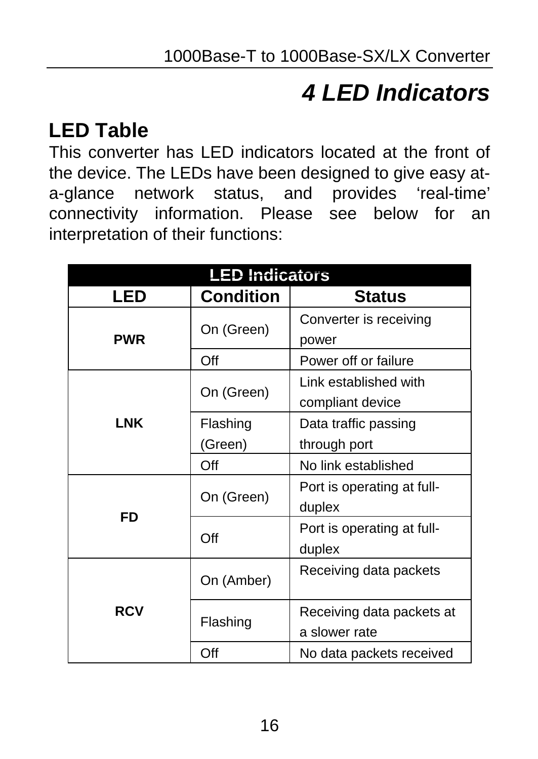# 4 LED Indicators

## LED Table

This converter has LED indicators located at the front of the device. The LEDs have been designed to give easy at-a-glance network status, and provides 'real-time' connectivity information. Please see below for an interpretation of their functions:

| LED Indicators | | |
|---|---|---|
| **LED** | **Condition** | **Status** |
| **PWR** | On (Green) | Converter is receiving power |
| | Off | Power off or failure |
| **LNK** | On (Green) | Link established with compliant device |
| | Flashing (Green) | Data traffic passing through port |
| | Off | No link established |
| **FD** | On (Green) | Port is operating at full-duplex |
| | Off | Port is operating at full-duplex |
| **RCV** | On (Amber) | Receiving data packets |
| | Flashing | Receiving data packets at a slower rate |
| | Off | No data packets received |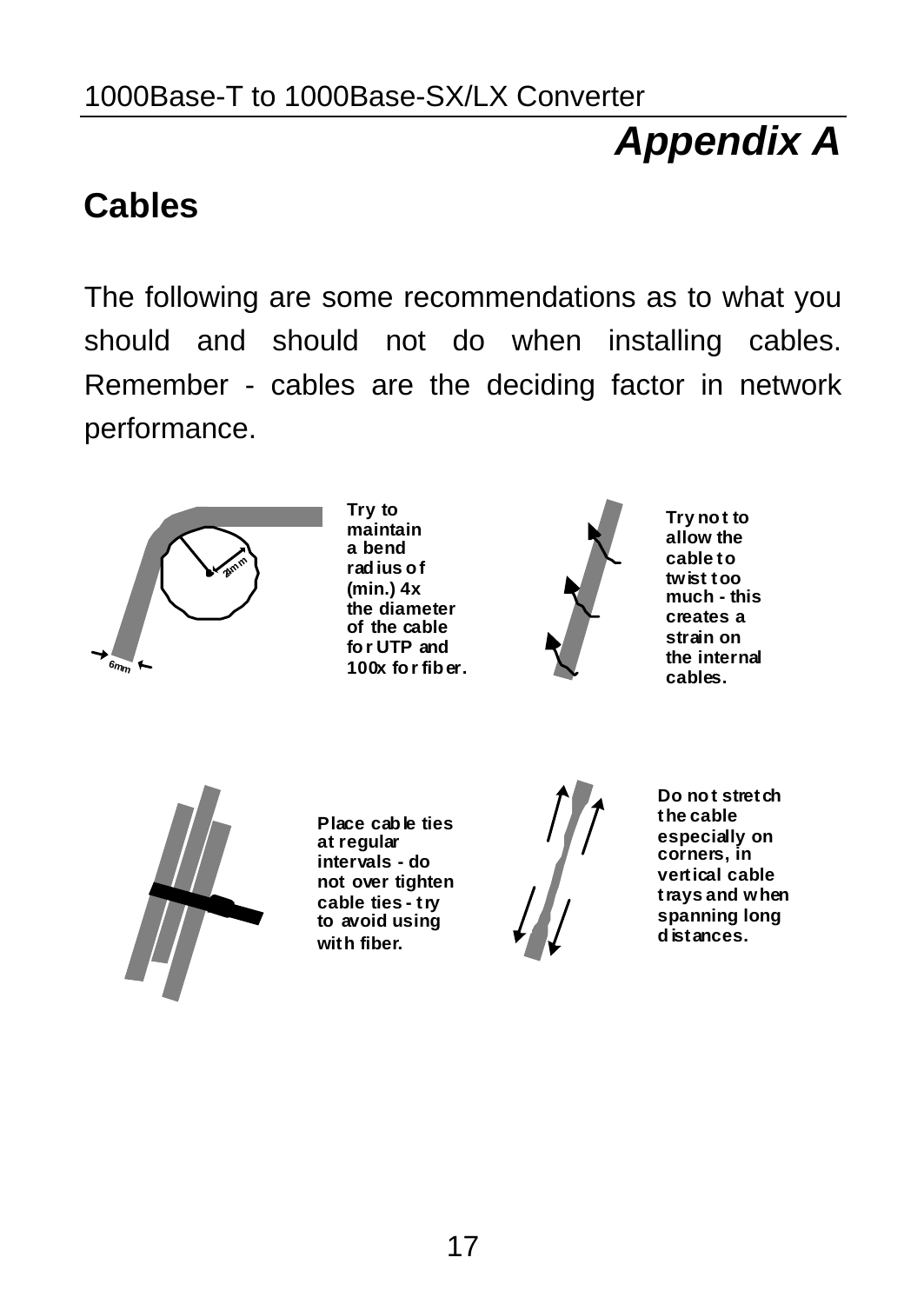# Appendix A

## Cables

The following are some recommendations as to what you should and should not do when installing cables. Remember - cables are the deciding factor in network performance.

Try to maintain a bend radius of (min.) 4x the diameter of the cable for UTP and 100x for fiber.

Try not to allow the cable to twist too much - this creates a strain on the internal cables.

Place cable ties at regular intervals - do not over tighten cable ties - try to avoid using with fiber.

Do not stretch the cable especially on corners, in vertical cable trays and when spanning long distances.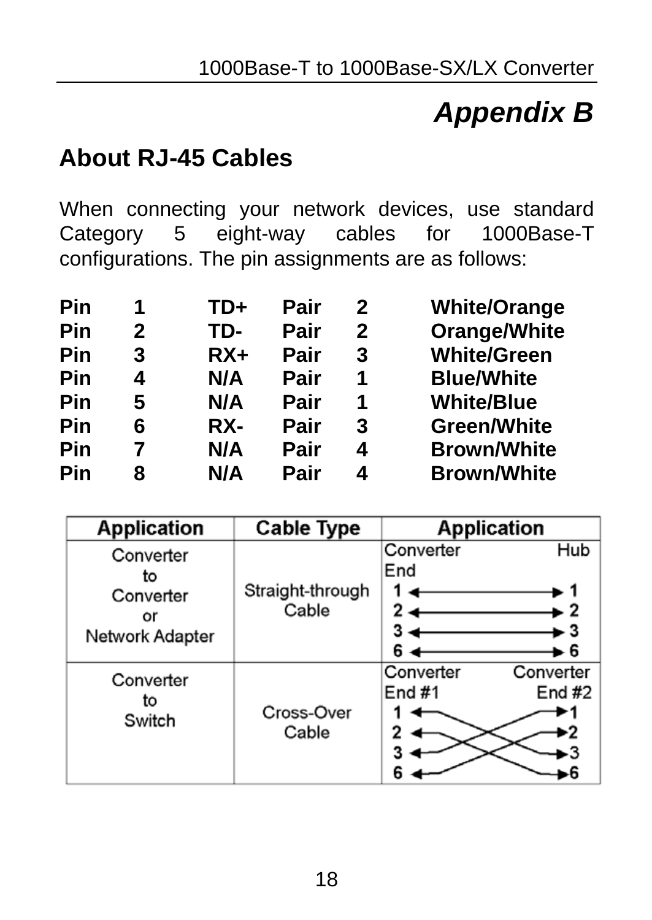# Appendix B

## About RJ-45 Cables

When connecting your network devices, use standard Category 5 eight-way cables for 1000Base-T configurations. The pin assignments are as follows:

| | | | | | |
|---|---|---|---|---|---|
| **Pin** | **1** | **TD+** | **Pair** | **2** | **White/Orange** |
| **Pin** | **2** | **TD-** | **Pair** | **2** | **Orange/White** |
| **Pin** | **3** | **RX+** | **Pair** | **3** | **White/Green** |
| **Pin** | **4** | **N/A** | **Pair** | **1** | **Blue/White** |
| **Pin** | **5** | **N/A** | **Pair** | **1** | **White/Blue** |
| **Pin** | **6** | **RX-** | **Pair** | **3** | **Green/White** |
| **Pin** | **7** | **N/A** | **Pair** | **4** | **Brown/White** |
| **Pin** | **8** | **N/A** | **Pair** | **4** | **Brown/White** |

| Application | Cable Type | Application |
|---|---|---|
| Converter to Converter or Network Adapter | Straight-through Cable | Converter End — Hub: 1 ↔ 1, 2 ↔ 2, 3 ↔ 3, 6 ↔ 6 |
| Converter to Switch | Cross-Over Cable | Converter End #1 — Converter End #2: 1 ↔ 3, 2 ↔ 6, 3 ↔ 1, 6 ↔ 2 |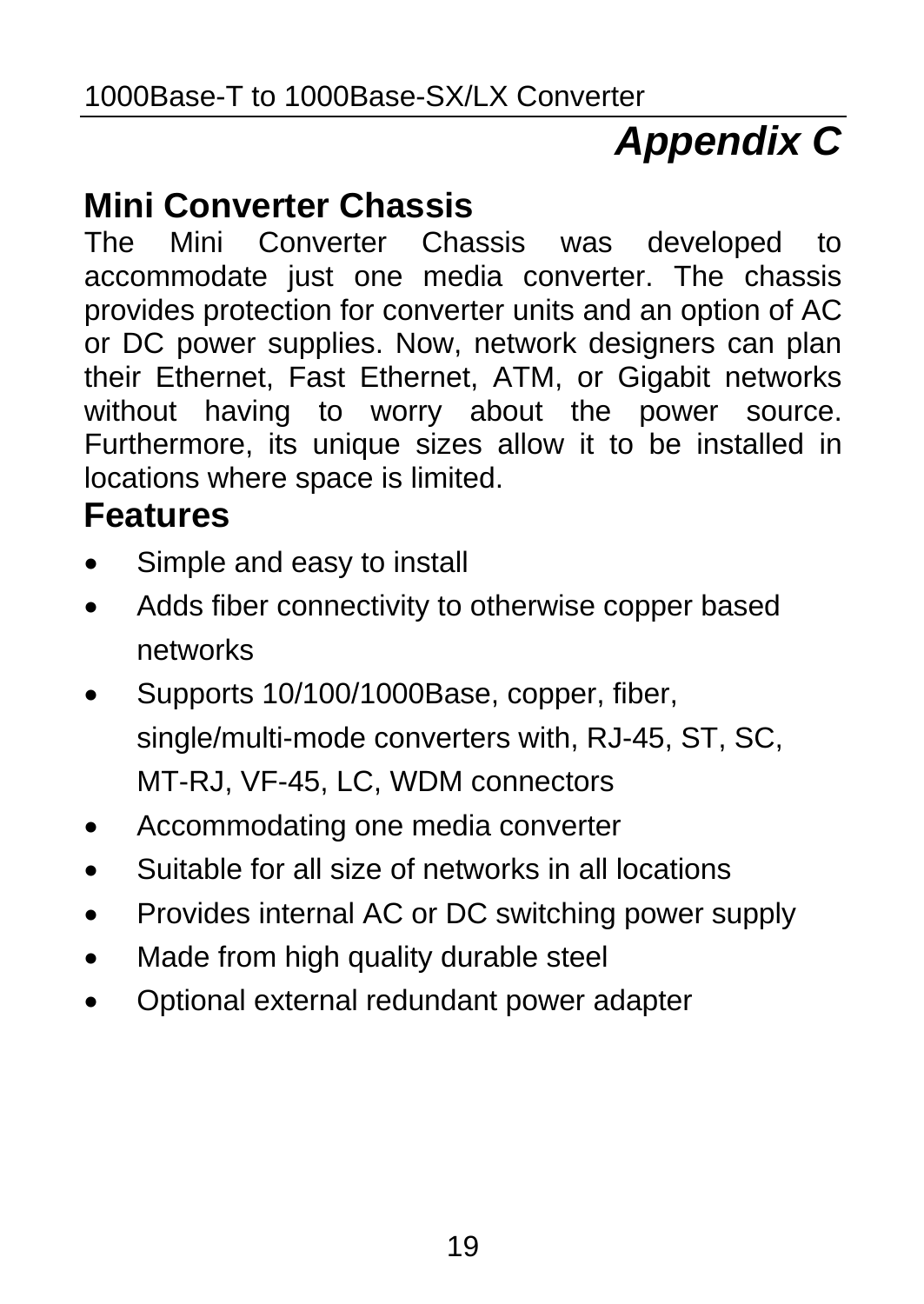# *Appendix C*

## Mini Converter Chassis

The Mini Converter Chassis was developed to accommodate just one media converter. The chassis provides protection for converter units and an option of AC or DC power supplies. Now, network designers can plan their Ethernet, Fast Ethernet, ATM, or Gigabit networks without having to worry about the power source. Furthermore, its unique sizes allow it to be installed in locations where space is limited.

## Features

- Simple and easy to install
- Adds fiber connectivity to otherwise copper based networks
- Supports 10/100/1000Base, copper, fiber, single/multi-mode converters with, RJ-45, ST, SC, MT-RJ, VF-45, LC, WDM connectors
- Accommodating one media converter
- Suitable for all size of networks in all locations
- Provides internal AC or DC switching power supply
- Made from high quality durable steel
- Optional external redundant power adapter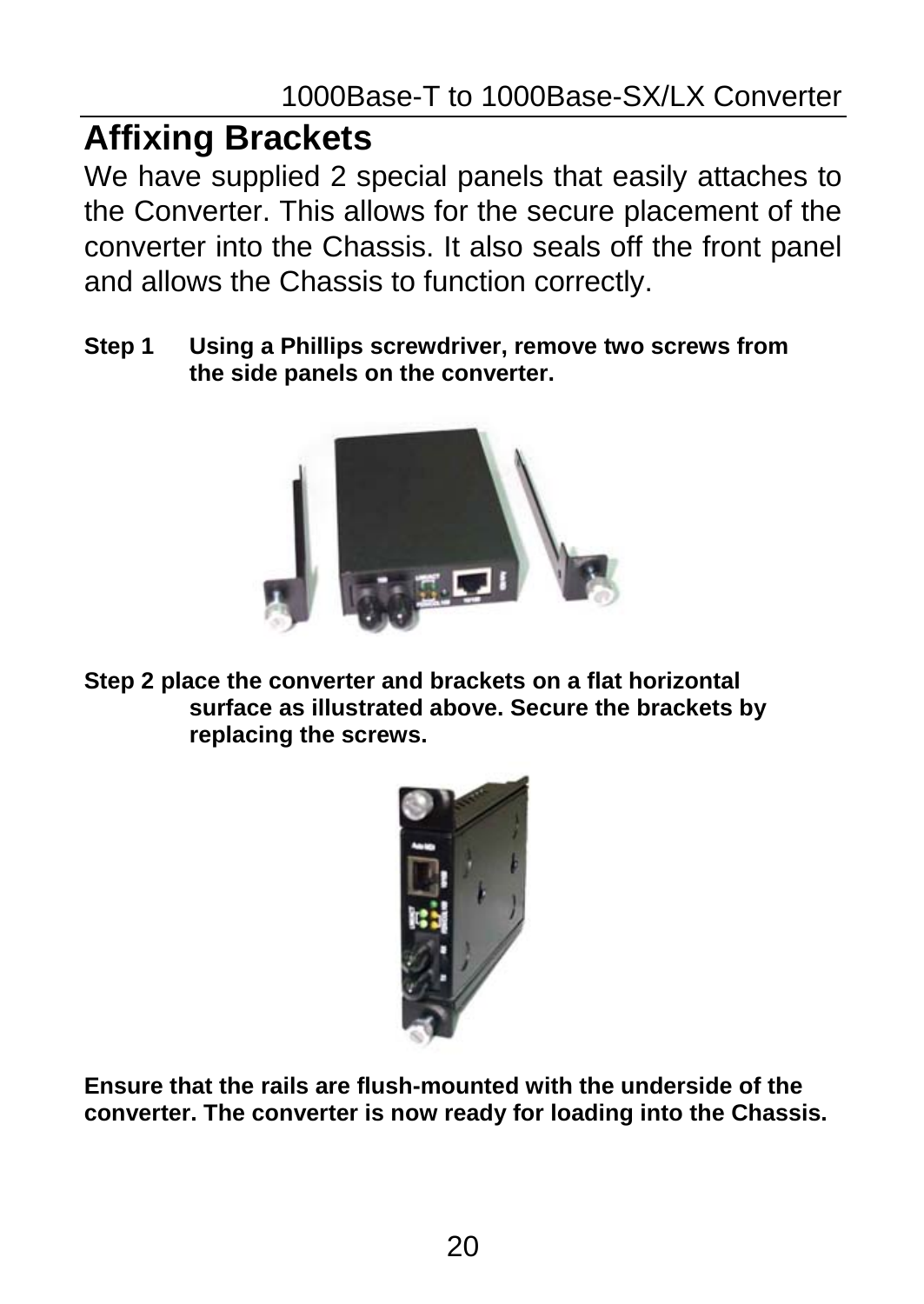## Affixing Brackets

We have supplied 2 special panels that easily attaches to the Converter. This allows for the secure placement of the converter into the Chassis. It also seals off the front panel and allows the Chassis to function correctly.

**Step 1 Using a Phillips screwdriver, remove two screws from the side panels on the converter.**

**Step 2 place the converter and brackets on a flat horizontal surface as illustrated above. Secure the brackets by replacing the screws.**

**Ensure that the rails are flush-mounted with the underside of the converter. The converter is now ready for loading into the Chassis.**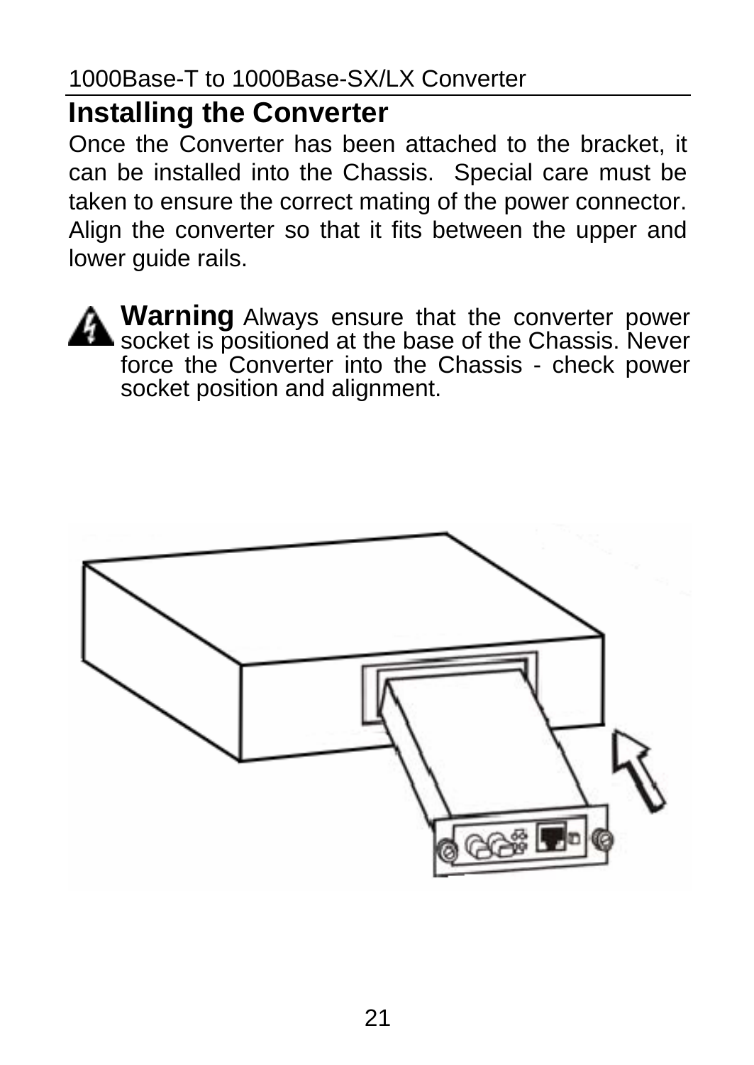## Installing the Converter

Once the Converter has been attached to the bracket, it can be installed into the Chassis. Special care must be taken to ensure the correct mating of the power connector. Align the converter so that it fits between the upper and lower guide rails.

**Warning** Always ensure that the converter power socket is positioned at the base of the Chassis. Never force the Converter into the Chassis - check power socket position and alignment.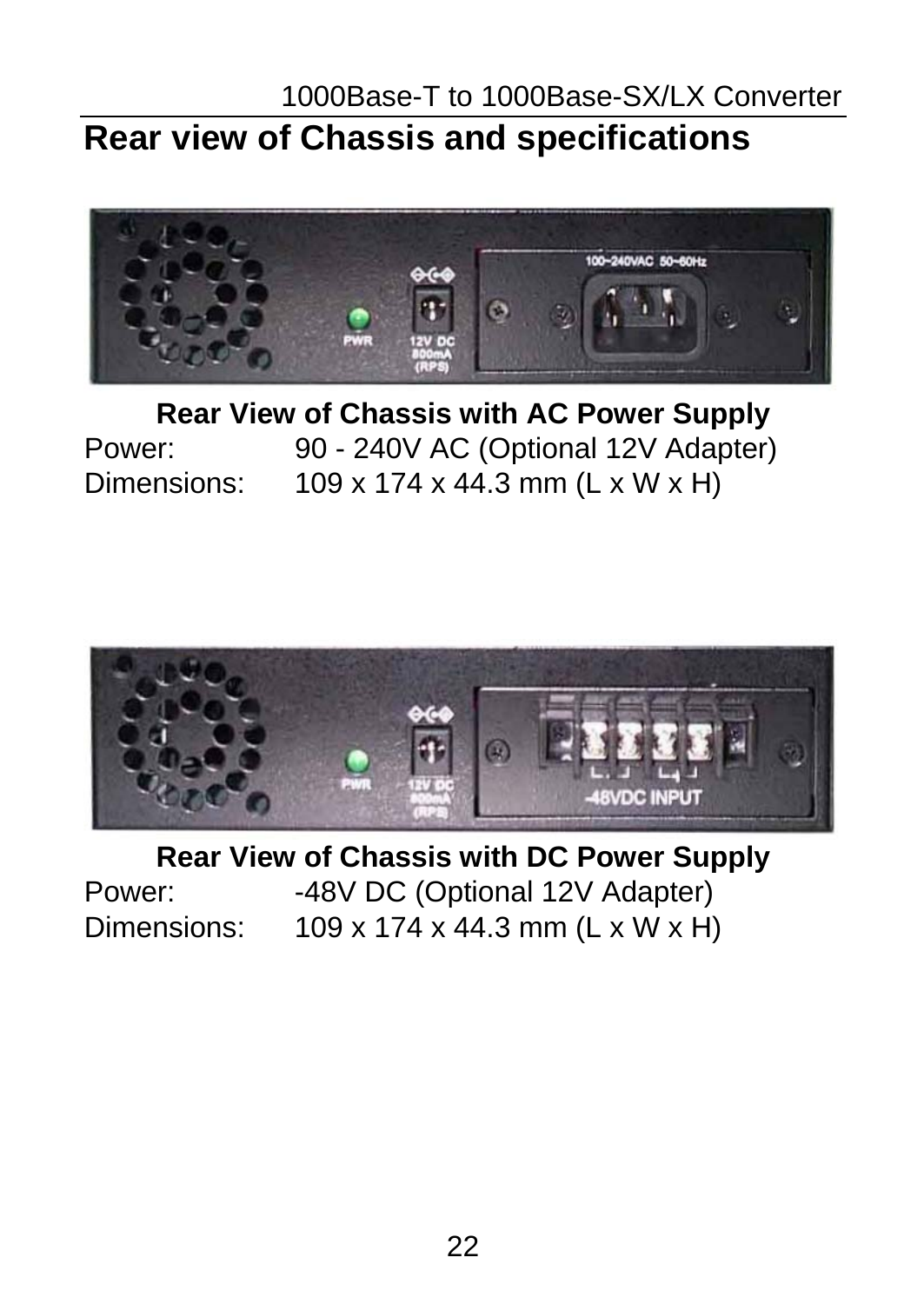# Rear view of Chassis and specifications

**Rear View of Chassis with AC Power Supply**

Power: 90 - 240V AC (Optional 12V Adapter)
Dimensions: 109 x 174 x 44.3 mm (L x W x H)

**Rear View of Chassis with DC Power Supply**

Power: -48V DC (Optional 12V Adapter)
Dimensions: 109 x 174 x 44.3 mm (L x W x H)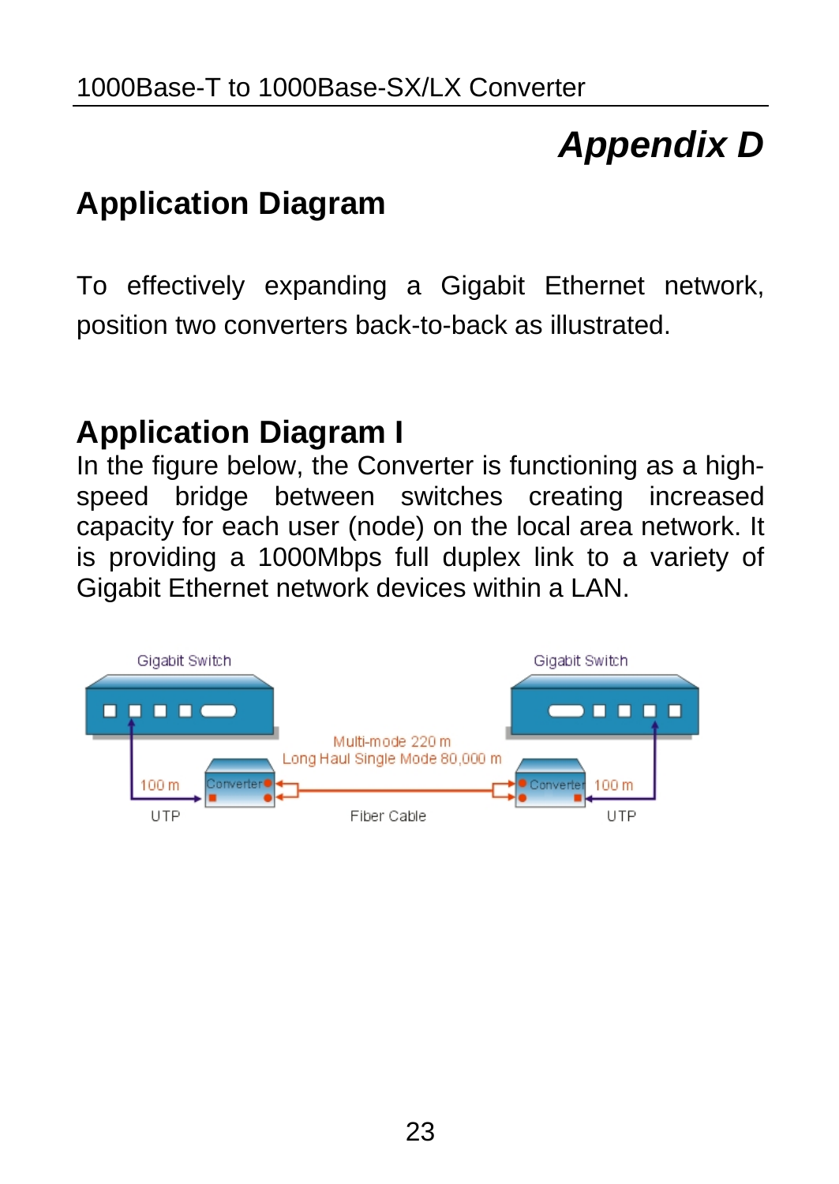# Appendix D

## Application Diagram

To effectively expanding a Gigabit Ethernet network, position two converters back-to-back as illustrated.

## Application Diagram I

In the figure below, the Converter is functioning as a high-speed bridge between switches creating increased capacity for each user (node) on the local area network. It is providing a 1000Mbps full duplex link to a variety of Gigabit Ethernet network devices within a LAN.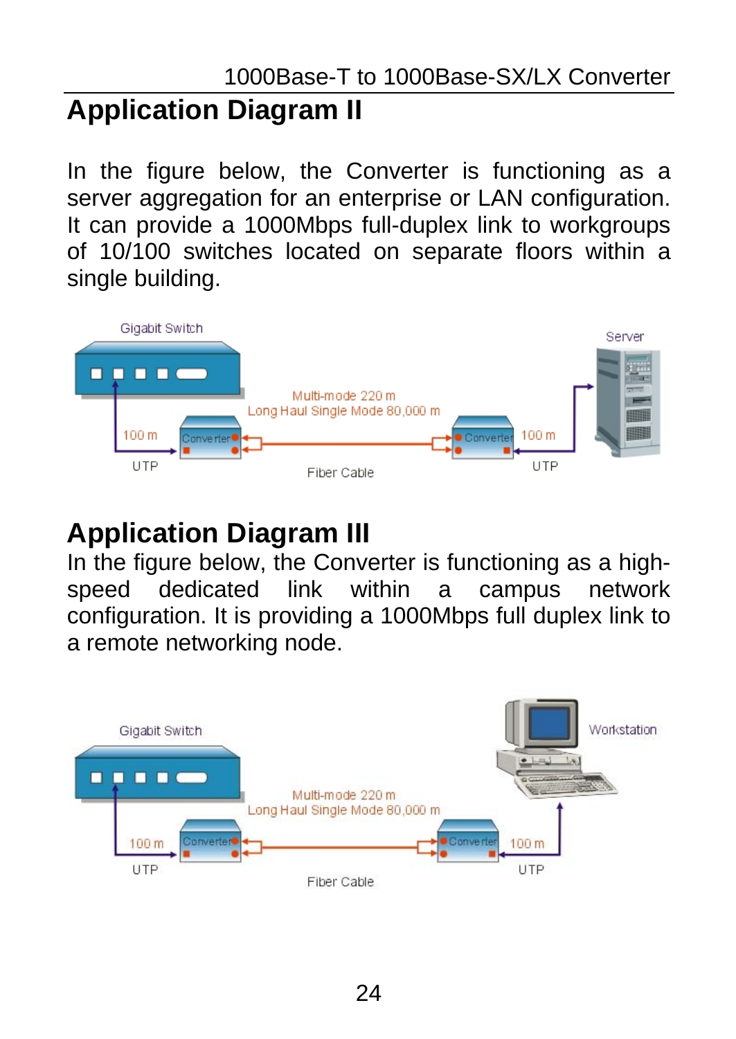## Application Diagram II

In the figure below, the Converter is functioning as a server aggregation for an enterprise or LAN configuration. It can provide a 1000Mbps full-duplex link to workgroups of 10/100 switches located on separate floors within a single building.

Gigabit Switch

Server

Multi-mode 220 m

Long Haul Single Mode 80,000 m

100 m

Converter

Converter

100 m

UTP

Fiber Cable

UTP

## Application Diagram III

In the figure below, the Converter is functioning as a high-speed dedicated link within a campus network configuration. It is providing a 1000Mbps full duplex link to a remote networking node.

Gigabit Switch

Workstation

Multi-mode 220 m

Long Haul Single Mode 80,000 m

100 m

Converter

Converter

100 m

UTP

Fiber Cable

UTP